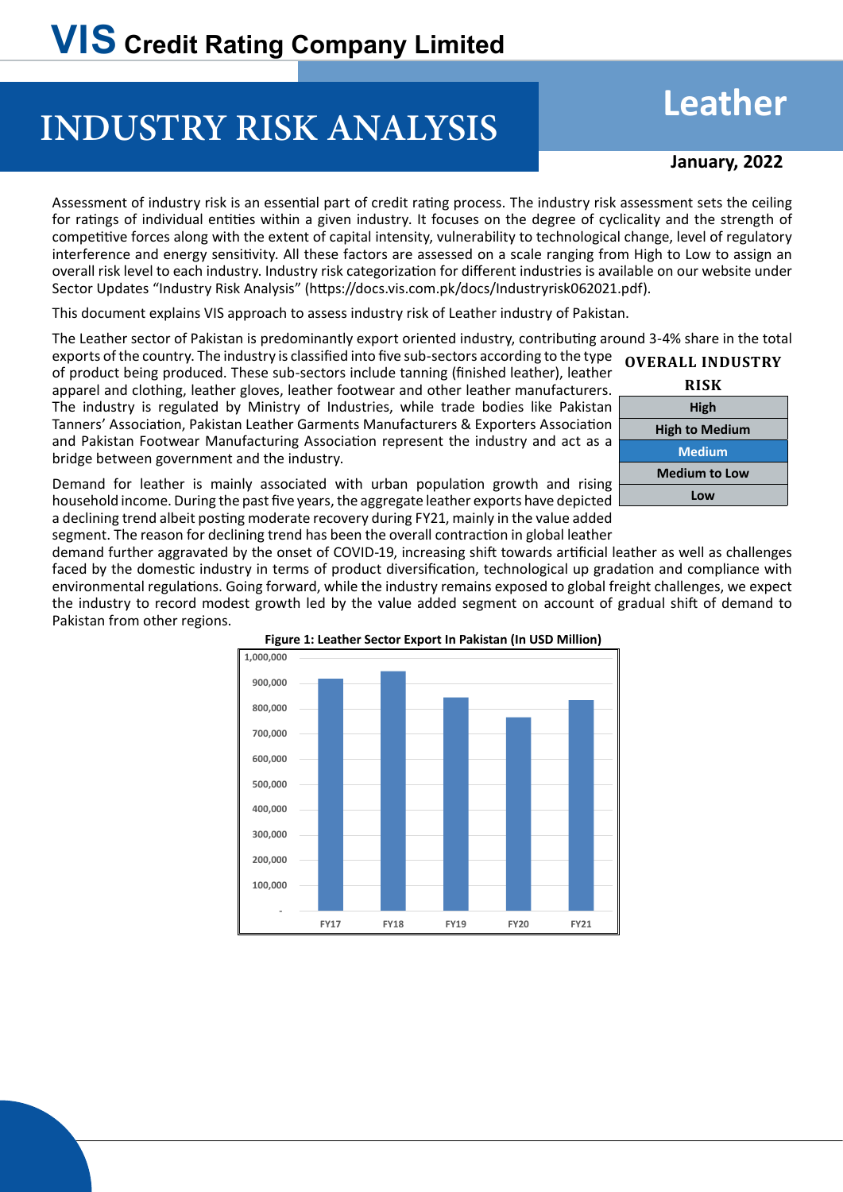# VIS Credit Rating Company Limited

# INDUSTRY RISK ANALYSIS

## Leather

**January, 2022**

Assessment of industry risk is an essential part of credit rating process. The industry risk assessment sets the ceiling for ratings of individual entities within a given industry. It focuses on the degree of cyclicality and the strength of competitive forces along with the extent of capital intensity, vulnerability to technological change, level of regulatory interference and energy sensitivity. All these factors are assessed on a scale ranging from High to Low to assign an overall risk level to each industry. Industry risk categorization for different industries is available on our website under Sector Updates "Industry Risk Analysis" (https://docs.vis.com.pk/docs/Industryrisk062021.pdf).

This document explains VIS approach to assess industry risk of Leather industry of Pakistan.

The Leather sector of Pakistan is predominantly export oriented industry, contributing around 3-4% share in the total exports of the country. The industry is classified into five sub-sectors according to the type of product being produced. These sub-sectors include tanning (finished leather), leather apparel and clothing, leather gloves, leather footwear and other leather manufacturers. The industry is regulated by Ministry of Industries, while trade bodies like Pakistan Tanners' Association, Pakistan Leather Garments Manufacturers & Exporters Association and Pakistan Footwear Manufacturing Association represent the industry and act as a bridge between government and the industry.

| OVERALL INDUSTRY RISK |
|---|
| High |
| High to Medium |
| **Medium** |
| Medium to Low |
| Low |

Demand for leather is mainly associated with urban population growth and rising household income. During the past five years, the aggregate leather exports have depicted a declining trend albeit posting moderate recovery during FY21, mainly in the value added segment. The reason for declining trend has been the overall contraction in global leather demand further aggravated by the onset of COVID-19, increasing shift towards artificial leather as well as challenges faced by the domestic industry in terms of product diversification, technological up gradation and compliance with environmental regulations. Going forward, while the industry remains exposed to global freight challenges, we expect the industry to record modest growth led by the value added segment on account of gradual shift of demand to Pakistan from other regions.

**Figure 1: Leather Sector Export In Pakistan (In USD Million)**

| Year | Exports |
|---|---|
| FY17 | ~915,000 |
| FY18 | ~945,000 |
| FY19 | ~845,000 |
| FY20 | ~765,000 |
| FY21 | ~835,000 |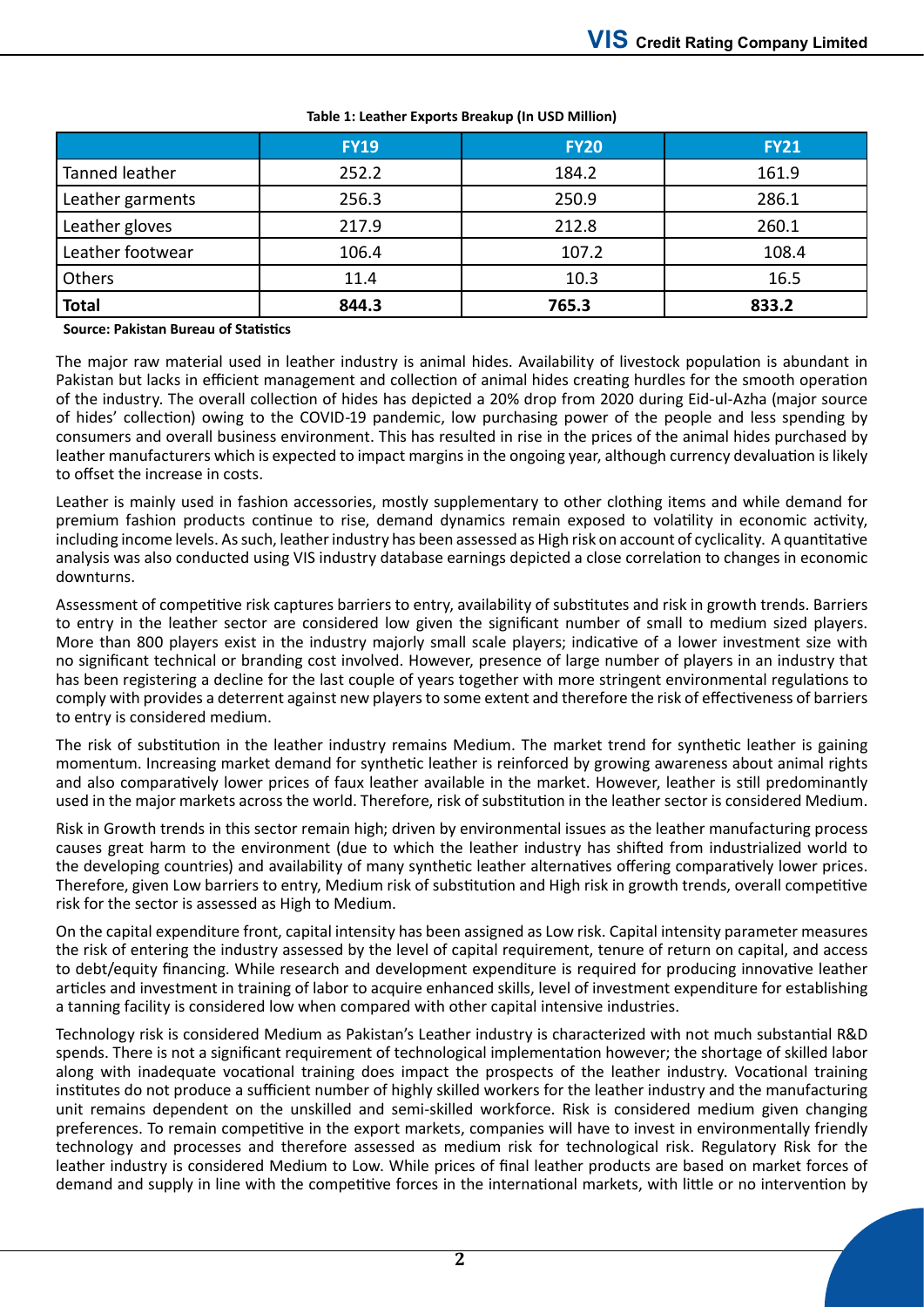**Table 1: Leather Exports Breakup (In USD Million)**

| | FY19 | FY20 | FY21 |
|---|---|---|---|
| Tanned leather | 252.2 | 184.2 | 161.9 |
| Leather garments | 256.3 | 250.9 | 286.1 |
| Leather gloves | 217.9 | 212.8 | 260.1 |
| Leather footwear | 106.4 | 107.2 | 108.4 |
| Others | 11.4 | 10.3 | 16.5 |
| **Total** | **844.3** | **765.3** | **833.2** |

**Source: Pakistan Bureau of Statistics**

The major raw material used in leather industry is animal hides. Availability of livestock population is abundant in Pakistan but lacks in efficient management and collection of animal hides creating hurdles for the smooth operation of the industry. The overall collection of hides has depicted a 20% drop from 2020 during Eid-ul-Azha (major source of hides' collection) owing to the COVID-19 pandemic, low purchasing power of the people and less spending by consumers and overall business environment. This has resulted in rise in the prices of the animal hides purchased by leather manufacturers which is expected to impact margins in the ongoing year, although currency devaluation is likely to offset the increase in costs.

Leather is mainly used in fashion accessories, mostly supplementary to other clothing items and while demand for premium fashion products continue to rise, demand dynamics remain exposed to volatility in economic activity, including income levels. As such, leather industry has been assessed as High risk on account of cyclicality. A quantitative analysis was also conducted using VIS industry database earnings depicted a close correlation to changes in economic downturns.

Assessment of competitive risk captures barriers to entry, availability of substitutes and risk in growth trends. Barriers to entry in the leather sector are considered low given the significant number of small to medium sized players. More than 800 players exist in the industry majorly small scale players; indicative of a lower investment size with no significant technical or branding cost involved. However, presence of large number of players in an industry that has been registering a decline for the last couple of years together with more stringent environmental regulations to comply with provides a deterrent against new players to some extent and therefore the risk of effectiveness of barriers to entry is considered medium.

The risk of substitution in the leather industry remains Medium. The market trend for synthetic leather is gaining momentum. Increasing market demand for synthetic leather is reinforced by growing awareness about animal rights and also comparatively lower prices of faux leather available in the market. However, leather is still predominantly used in the major markets across the world. Therefore, risk of substitution in the leather sector is considered Medium.

Risk in Growth trends in this sector remain high; driven by environmental issues as the leather manufacturing process causes great harm to the environment (due to which the leather industry has shifted from industrialized world to the developing countries) and availability of many synthetic leather alternatives offering comparatively lower prices. Therefore, given Low barriers to entry, Medium risk of substitution and High risk in growth trends, overall competitive risk for the sector is assessed as High to Medium.

On the capital expenditure front, capital intensity has been assigned as Low risk. Capital intensity parameter measures the risk of entering the industry assessed by the level of capital requirement, tenure of return on capital, and access to debt/equity financing. While research and development expenditure is required for producing innovative leather articles and investment in training of labor to acquire enhanced skills, level of investment expenditure for establishing a tanning facility is considered low when compared with other capital intensive industries.

Technology risk is considered Medium as Pakistan's Leather industry is characterized with not much substantial R&D spends. There is not a significant requirement of technological implementation however; the shortage of skilled labor along with inadequate vocational training does impact the prospects of the leather industry. Vocational training institutes do not produce a sufficient number of highly skilled workers for the leather industry and the manufacturing unit remains dependent on the unskilled and semi-skilled workforce. Risk is considered medium given changing preferences. To remain competitive in the export markets, companies will have to invest in environmentally friendly technology and processes and therefore assessed as medium risk for technological risk. Regulatory Risk for the leather industry is considered Medium to Low. While prices of final leather products are based on market forces of demand and supply in line with the competitive forces in the international markets, with little or no intervention by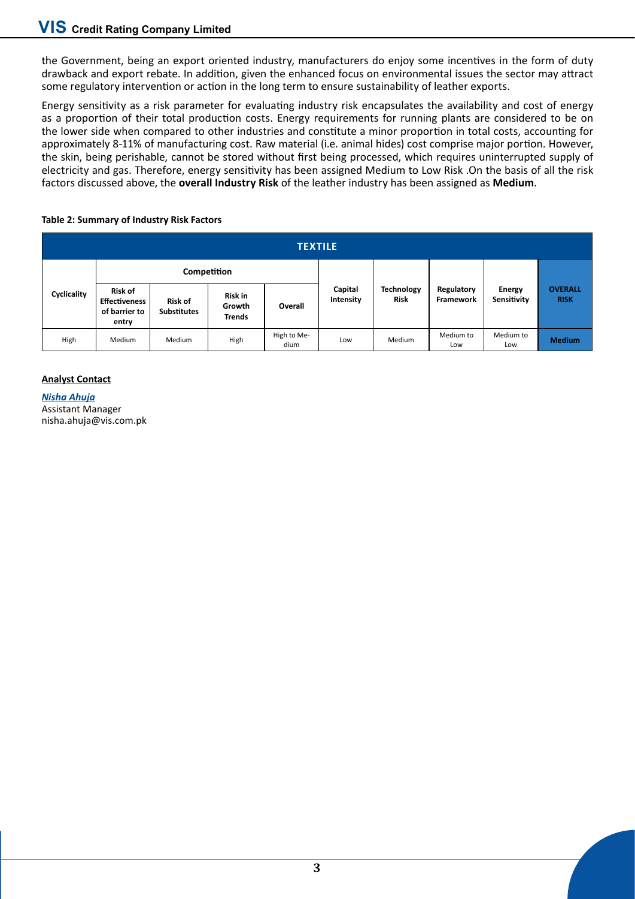the Government, being an export oriented industry, manufacturers do enjoy some incentives in the form of duty drawback and export rebate. In addition, given the enhanced focus on environmental issues the sector may attract some regulatory intervention or action in the long term to ensure sustainability of leather exports.

Energy sensitivity as a risk parameter for evaluating industry risk encapsulates the availability and cost of energy as a proportion of their total production costs. Energy requirements for running plants are considered to be on the lower side when compared to other industries and constitute a minor proportion in total costs, accounting for approximately 8-11% of manufacturing cost. Raw material (i.e. animal hides) cost comprise major portion. However, the skin, being perishable, cannot be stored without first being processed, which requires uninterrupted supply of electricity and gas. Therefore, energy sensitivity has been assigned Medium to Low Risk .On the basis of all the risk factors discussed above, the **overall Industry Risk** of the leather industry has been assigned as **Medium**.

**Table 2: Summary of Industry Risk Factors**

| TEXTILE | | | | | | | | | |
|---|---|---|---|---|---|---|---|---|---|
| | Competition | | | | | | | | |
| Cyclicality | Risk of Effectiveness of barrier to entry | Risk of Substitutes | Risk in Growth Trends | Overall | Capital Intensity | Technology Risk | Regulatory Framework | Energy Sensitivity | OVERALL RISK |
| High | Medium | Medium | High | High to Medium | Low | Medium | Medium to Low | Medium to Low | **Medium** |

**Analyst Contact**

*Nisha Ahuja*
Assistant Manager
nisha.ahuja@vis.com.pk